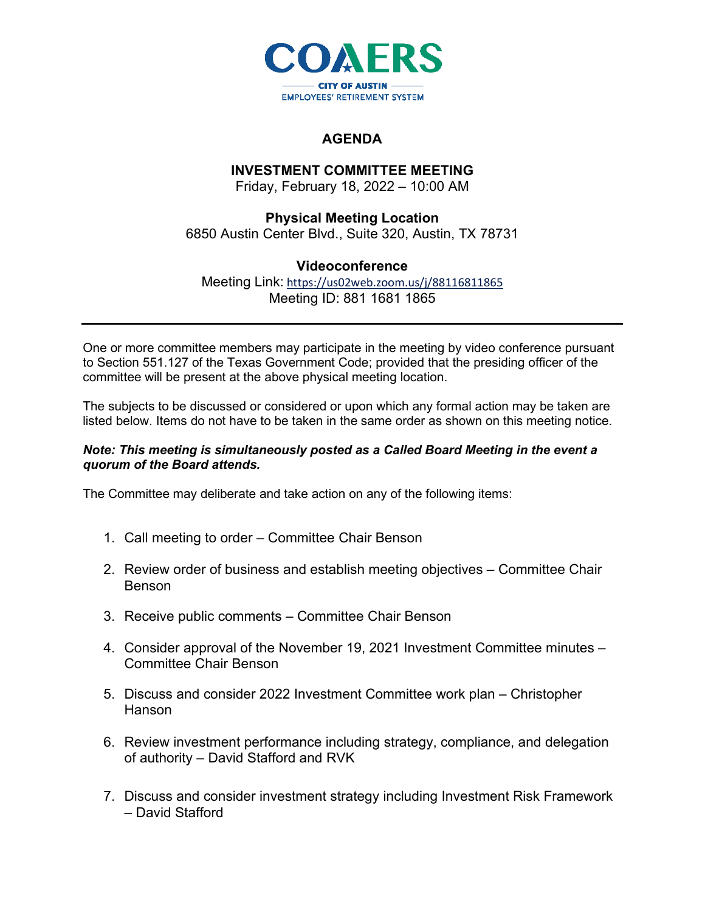COAERS

CITY OF AUSTIN

EMPLOYEES' RETIREMENT SYSTEM

# AGENDA

## INVESTMENT COMMITTEE MEETING

Friday, February 18, 2022 – 10:00 AM

**Physical Meeting Location**

6850 Austin Center Blvd., Suite 320, Austin, TX 78731

**Videoconference**

Meeting Link: https://us02web.zoom.us/j/88116811865

Meeting ID: 881 1681 1865

---

One or more committee members may participate in the meeting by video conference pursuant to Section 551.127 of the Texas Government Code; provided that the presiding officer of the committee will be present at the above physical meeting location.

The subjects to be discussed or considered or upon which any formal action may be taken are listed below. Items do not have to be taken in the same order as shown on this meeting notice.

***Note: This meeting is simultaneously posted as a Called Board Meeting in the event a quorum of the Board attends.***

The Committee may deliberate and take action on any of the following items:

1. Call meeting to order – Committee Chair Benson
2. Review order of business and establish meeting objectives – Committee Chair Benson
3. Receive public comments – Committee Chair Benson
4. Consider approval of the November 19, 2021 Investment Committee minutes – Committee Chair Benson
5. Discuss and consider 2022 Investment Committee work plan – Christopher Hanson
6. Review investment performance including strategy, compliance, and delegation of authority – David Stafford and RVK
7. Discuss and consider investment strategy including Investment Risk Framework – David Stafford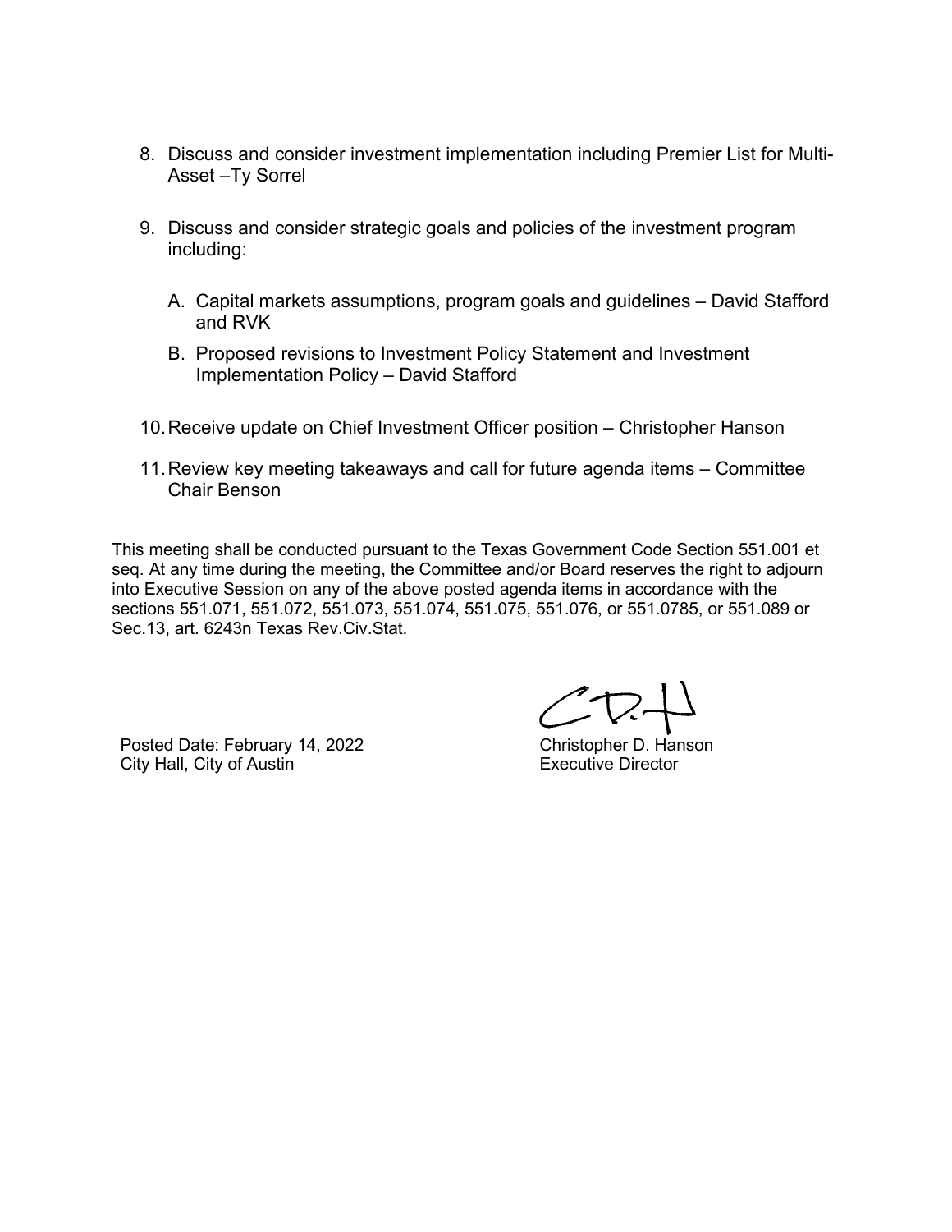8. Discuss and consider investment implementation including Premier List for Multi-Asset –Ty Sorrel

9. Discuss and consider strategic goals and policies of the investment program including:

   A. Capital markets assumptions, program goals and guidelines – David Stafford and RVK

   B. Proposed revisions to Investment Policy Statement and Investment Implementation Policy – David Stafford

10. Receive update on Chief Investment Officer position – Christopher Hanson

11. Review key meeting takeaways and call for future agenda items – Committee Chair Benson

This meeting shall be conducted pursuant to the Texas Government Code Section 551.001 et seq. At any time during the meeting, the Committee and/or Board reserves the right to adjourn into Executive Session on any of the above posted agenda items in accordance with the sections 551.071, 551.072, 551.073, 551.074, 551.075, 551.076, or 551.0785, or 551.089 or Sec.13, art. 6243n Texas Rev.Civ.Stat.

Posted Date: February 14, 2022
City Hall, City of Austin

Christopher D. Hanson
Executive Director